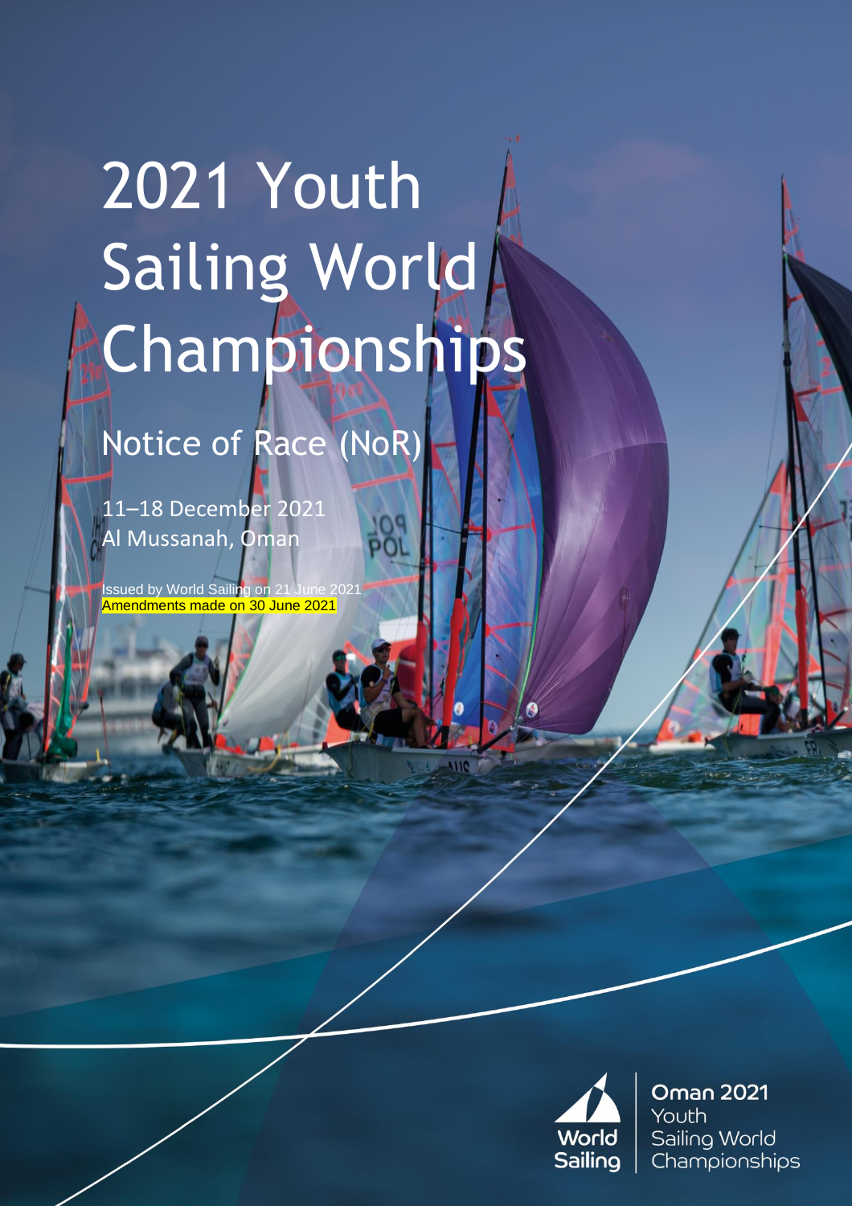# 2021 Youth Sailing World Championships

## Notice of Race (NoR)

11–18 December 2021
Al Mussanah, Oman

Issued by World Sailing on 21 June 2021
Amendments made on 30 June 2021

World Sailing | Oman 2021 Youth Sailing World Championships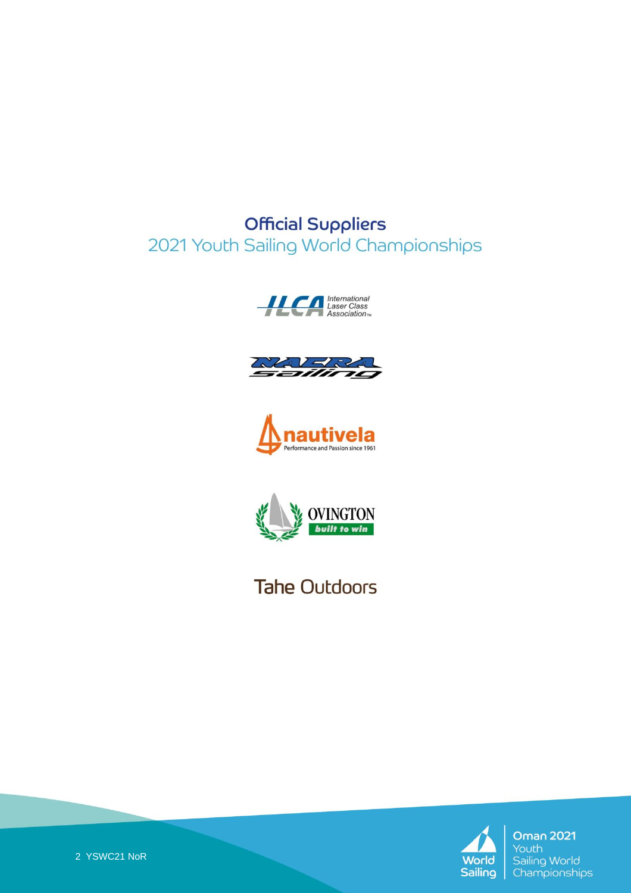## Official Suppliers
2021 Youth Sailing World Championships

ILCA International Laser Class Association™

NACRA sailing

nautivela
Performance and Passion since 1961

OVINGTON
built to win

Tahe Outdoors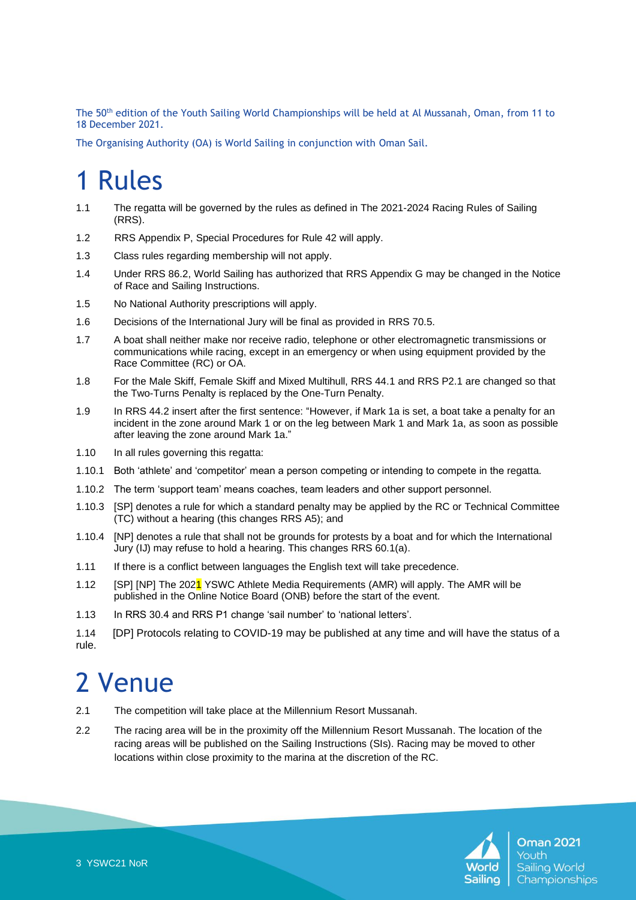The 50th edition of the Youth Sailing World Championships will be held at Al Mussanah, Oman, from 11 to 18 December 2021.

The Organising Authority (OA) is World Sailing in conjunction with Oman Sail.

# 1 Rules

1.1 The regatta will be governed by the rules as defined in The 2021-2024 Racing Rules of Sailing (RRS).

1.2 RRS Appendix P, Special Procedures for Rule 42 will apply.

1.3 Class rules regarding membership will not apply.

1.4 Under RRS 86.2, World Sailing has authorized that RRS Appendix G may be changed in the Notice of Race and Sailing Instructions.

1.5 No National Authority prescriptions will apply.

1.6 Decisions of the International Jury will be final as provided in RRS 70.5.

1.7 A boat shall neither make nor receive radio, telephone or other electromagnetic transmissions or communications while racing, except in an emergency or when using equipment provided by the Race Committee (RC) or OA.

1.8 For the Male Skiff, Female Skiff and Mixed Multihull, RRS 44.1 and RRS P2.1 are changed so that the Two-Turns Penalty is replaced by the One-Turn Penalty.

1.9 In RRS 44.2 insert after the first sentence: "However, if Mark 1a is set, a boat take a penalty for an incident in the zone around Mark 1 or on the leg between Mark 1 and Mark 1a, as soon as possible after leaving the zone around Mark 1a."

1.10 In all rules governing this regatta:

1.10.1 Both 'athlete' and 'competitor' mean a person competing or intending to compete in the regatta.

1.10.2 The term 'support team' means coaches, team leaders and other support personnel.

1.10.3 [SP] denotes a rule for which a standard penalty may be applied by the RC or Technical Committee (TC) without a hearing (this changes RRS A5); and

1.10.4 [NP] denotes a rule that shall not be grounds for protests by a boat and for which the International Jury (IJ) may refuse to hold a hearing. This changes RRS 60.1(a).

1.11 If there is a conflict between languages the English text will take precedence.

1.12 [SP] [NP] The 2021 YSWC Athlete Media Requirements (AMR) will apply. The AMR will be published in the Online Notice Board (ONB) before the start of the event.

1.13 In RRS 30.4 and RRS P1 change 'sail number' to 'national letters'.

1.14 [DP] Protocols relating to COVID-19 may be published at any time and will have the status of a rule.

# 2 Venue

2.1 The competition will take place at the Millennium Resort Mussanah.

2.2 The racing area will be in the proximity off the Millennium Resort Mussanah. The location of the racing areas will be published on the Sailing Instructions (SIs). Racing may be moved to other locations within close proximity to the marina at the discretion of the RC.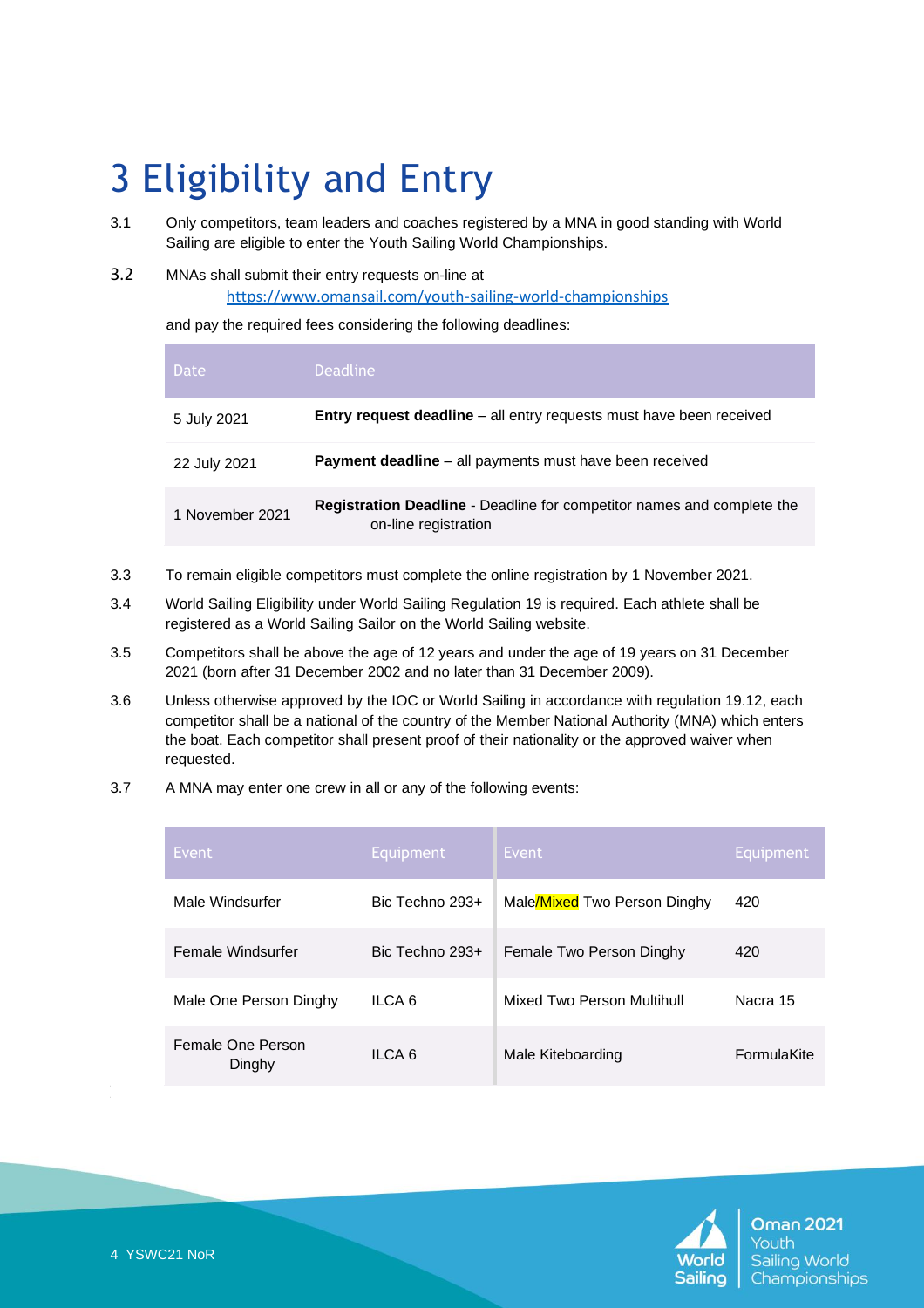# 3 Eligibility and Entry

3.1 Only competitors, team leaders and coaches registered by a MNA in good standing with World Sailing are eligible to enter the Youth Sailing World Championships.

3.2 MNAs shall submit their entry requests on-line at https://www.omansail.com/youth-sailing-world-championships and pay the required fees considering the following deadlines:

| Date | Deadline |
|---|---|
| 5 July 2021 | **Entry request deadline** – all entry requests must have been received |
| 22 July 2021 | **Payment deadline** – all payments must have been received |
| 1 November 2021 | **Registration Deadline** - Deadline for competitor names and complete the on-line registration |

3.3 To remain eligible competitors must complete the online registration by 1 November 2021.

3.4 World Sailing Eligibility under World Sailing Regulation 19 is required. Each athlete shall be registered as a World Sailing Sailor on the World Sailing website.

3.5 Competitors shall be above the age of 12 years and under the age of 19 years on 31 December 2021 (born after 31 December 2002 and no later than 31 December 2009).

3.6 Unless otherwise approved by the IOC or World Sailing in accordance with regulation 19.12, each competitor shall be a national of the country of the Member National Authority (MNA) which enters the boat. Each competitor shall present proof of their nationality or the approved waiver when requested.

3.7 A MNA may enter one crew in all or any of the following events:

| Event | Equipment | Event | Equipment |
|---|---|---|---|
| Male Windsurfer | Bic Techno 293+ | Male/Mixed Two Person Dinghy | 420 |
| Female Windsurfer | Bic Techno 293+ | Female Two Person Dinghy | 420 |
| Male One Person Dinghy | ILCA 6 | Mixed Two Person Multihull | Nacra 15 |
| Female One Person Dinghy | ILCA 6 | Male Kiteboarding | FormulaKite |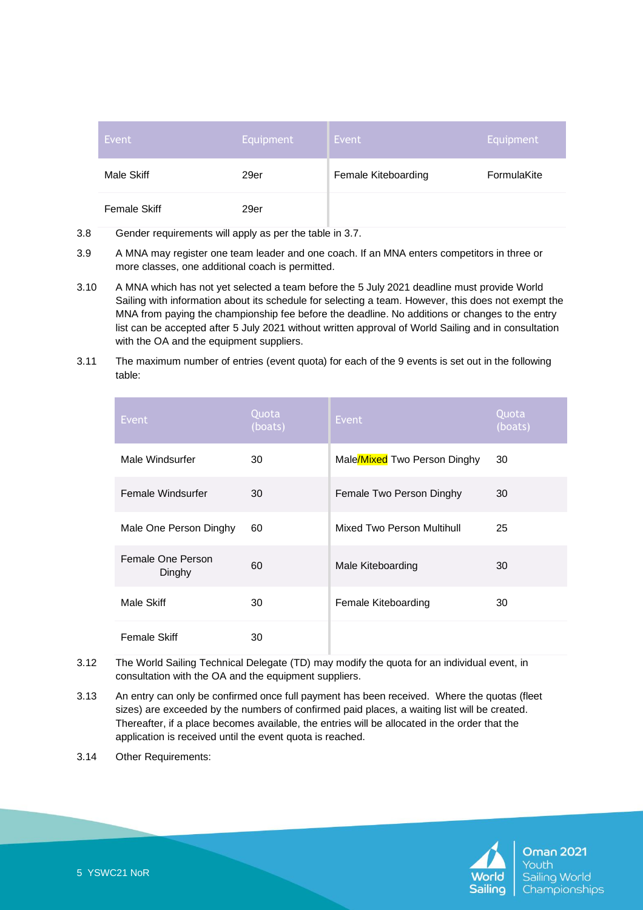| Event | Equipment | Event | Equipment |
|---|---|---|---|
| Male Skiff | 29er | Female Kiteboarding | FormulaKite |
| Female Skiff | 29er | | |

3.8 Gender requirements will apply as per the table in 3.7.

3.9 A MNA may register one team leader and one coach. If an MNA enters competitors in three or more classes, one additional coach is permitted.

3.10 A MNA which has not yet selected a team before the 5 July 2021 deadline must provide World Sailing with information about its schedule for selecting a team. However, this does not exempt the MNA from paying the championship fee before the deadline. No additions or changes to the entry list can be accepted after 5 July 2021 without written approval of World Sailing and in consultation with the OA and the equipment suppliers.

3.11 The maximum number of entries (event quota) for each of the 9 events is set out in the following table:

| Event | Quota (boats) | Event | Quota (boats) |
|---|---|---|---|
| Male Windsurfer | 30 | Male/Mixed Two Person Dinghy | 30 |
| Female Windsurfer | 30 | Female Two Person Dinghy | 30 |
| Male One Person Dinghy | 60 | Mixed Two Person Multihull | 25 |
| Female One Person Dinghy | 60 | Male Kiteboarding | 30 |
| Male Skiff | 30 | Female Kiteboarding | 30 |
| Female Skiff | 30 | | |

3.12 The World Sailing Technical Delegate (TD) may modify the quota for an individual event, in consultation with the OA and the equipment suppliers.

3.13 An entry can only be confirmed once full payment has been received. Where the quotas (fleet sizes) are exceeded by the numbers of confirmed paid places, a waiting list will be created. Thereafter, if a place becomes available, the entries will be allocated in the order that the application is received until the event quota is reached.

3.14 Other Requirements: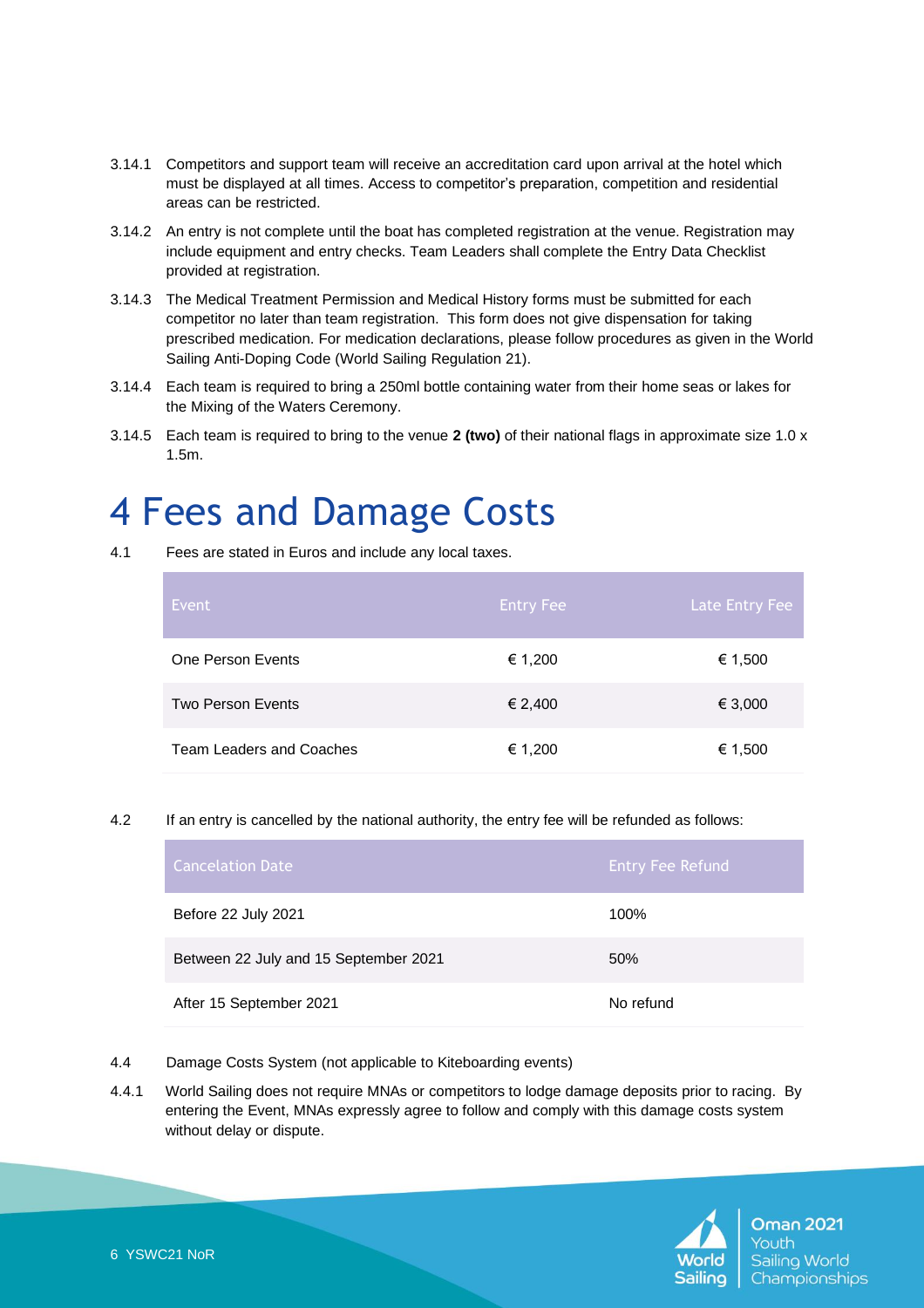3.14.1 Competitors and support team will receive an accreditation card upon arrival at the hotel which must be displayed at all times. Access to competitor's preparation, competition and residential areas can be restricted.

3.14.2 An entry is not complete until the boat has completed registration at the venue. Registration may include equipment and entry checks. Team Leaders shall complete the Entry Data Checklist provided at registration.

3.14.3 The Medical Treatment Permission and Medical History forms must be submitted for each competitor no later than team registration. This form does not give dispensation for taking prescribed medication. For medication declarations, please follow procedures as given in the World Sailing Anti-Doping Code (World Sailing Regulation 21).

3.14.4 Each team is required to bring a 250ml bottle containing water from their home seas or lakes for the Mixing of the Waters Ceremony.

3.14.5 Each team is required to bring to the venue **2 (two)** of their national flags in approximate size 1.0 x 1.5m.

# 4 Fees and Damage Costs

4.1 Fees are stated in Euros and include any local taxes.

| Event | Entry Fee | Late Entry Fee |
|---|---|---|
| One Person Events | € 1,200 | € 1,500 |
| Two Person Events | € 2,400 | € 3,000 |
| Team Leaders and Coaches | € 1,200 | € 1,500 |

4.2 If an entry is cancelled by the national authority, the entry fee will be refunded as follows:

| Cancelation Date | Entry Fee Refund |
|---|---|
| Before 22 July 2021 | 100% |
| Between 22 July and 15 September 2021 | 50% |
| After 15 September 2021 | No refund |

4.4 Damage Costs System (not applicable to Kiteboarding events)

4.4.1 World Sailing does not require MNAs or competitors to lodge damage deposits prior to racing. By entering the Event, MNAs expressly agree to follow and comply with this damage costs system without delay or dispute.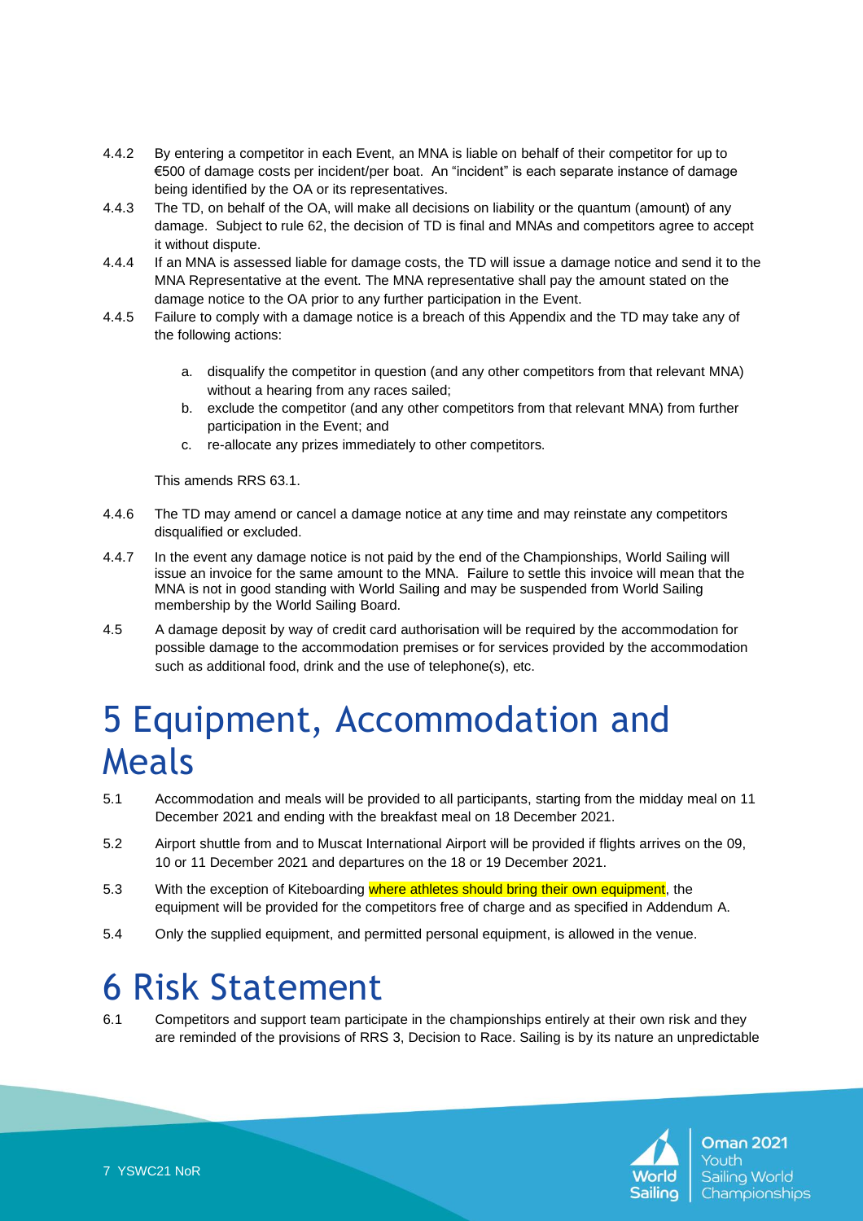4.4.2 By entering a competitor in each Event, an MNA is liable on behalf of their competitor for up to €500 of damage costs per incident/per boat. An "incident" is each separate instance of damage being identified by the OA or its representatives.

4.4.3 The TD, on behalf of the OA, will make all decisions on liability or the quantum (amount) of any damage. Subject to rule 62, the decision of TD is final and MNAs and competitors agree to accept it without dispute.

4.4.4 If an MNA is assessed liable for damage costs, the TD will issue a damage notice and send it to the MNA Representative at the event. The MNA representative shall pay the amount stated on the damage notice to the OA prior to any further participation in the Event.

4.4.5 Failure to comply with a damage notice is a breach of this Appendix and the TD may take any of the following actions:

a. disqualify the competitor in question (and any other competitors from that relevant MNA) without a hearing from any races sailed;
b. exclude the competitor (and any other competitors from that relevant MNA) from further participation in the Event; and
c. re-allocate any prizes immediately to other competitors.

This amends RRS 63.1.

4.4.6 The TD may amend or cancel a damage notice at any time and may reinstate any competitors disqualified or excluded.

4.4.7 In the event any damage notice is not paid by the end of the Championships, World Sailing will issue an invoice for the same amount to the MNA. Failure to settle this invoice will mean that the MNA is not in good standing with World Sailing and may be suspended from World Sailing membership by the World Sailing Board.

4.5 A damage deposit by way of credit card authorisation will be required by the accommodation for possible damage to the accommodation premises or for services provided by the accommodation such as additional food, drink and the use of telephone(s), etc.

# 5 Equipment, Accommodation and Meals

5.1 Accommodation and meals will be provided to all participants, starting from the midday meal on 11 December 2021 and ending with the breakfast meal on 18 December 2021.

5.2 Airport shuttle from and to Muscat International Airport will be provided if flights arrives on the 09, 10 or 11 December 2021 and departures on the 18 or 19 December 2021.

5.3 With the exception of Kiteboarding where athletes should bring their own equipment, the equipment will be provided for the competitors free of charge and as specified in Addendum A.

5.4 Only the supplied equipment, and permitted personal equipment, is allowed in the venue.

# 6 Risk Statement

6.1 Competitors and support team participate in the championships entirely at their own risk and they are reminded of the provisions of RRS 3, Decision to Race. Sailing is by its nature an unpredictable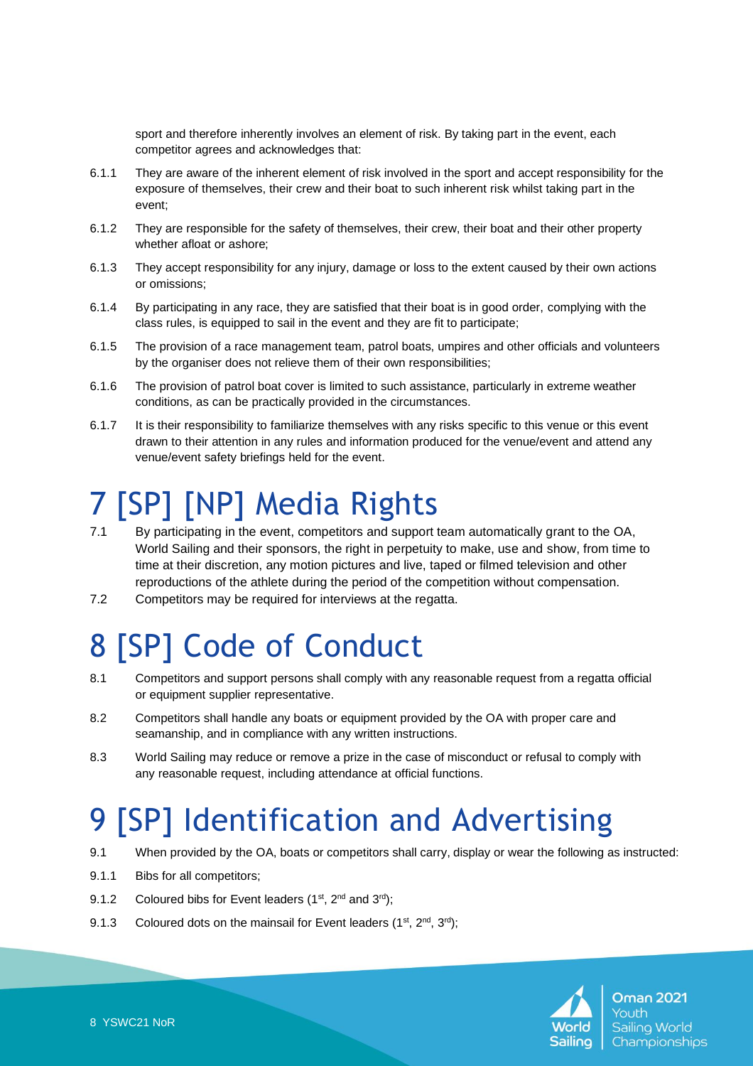sport and therefore inherently involves an element of risk. By taking part in the event, each competitor agrees and acknowledges that:

6.1.1 They are aware of the inherent element of risk involved in the sport and accept responsibility for the exposure of themselves, their crew and their boat to such inherent risk whilst taking part in the event;

6.1.2 They are responsible for the safety of themselves, their crew, their boat and their other property whether afloat or ashore;

6.1.3 They accept responsibility for any injury, damage or loss to the extent caused by their own actions or omissions;

6.1.4 By participating in any race, they are satisfied that their boat is in good order, complying with the class rules, is equipped to sail in the event and they are fit to participate;

6.1.5 The provision of a race management team, patrol boats, umpires and other officials and volunteers by the organiser does not relieve them of their own responsibilities;

6.1.6 The provision of patrol boat cover is limited to such assistance, particularly in extreme weather conditions, as can be practically provided in the circumstances.

6.1.7 It is their responsibility to familiarize themselves with any risks specific to this venue or this event drawn to their attention in any rules and information produced for the venue/event and attend any venue/event safety briefings held for the event.

# 7 [SP] [NP] Media Rights

7.1 By participating in the event, competitors and support team automatically grant to the OA, World Sailing and their sponsors, the right in perpetuity to make, use and show, from time to time at their discretion, any motion pictures and live, taped or filmed television and other reproductions of the athlete during the period of the competition without compensation.

7.2 Competitors may be required for interviews at the regatta.

# 8 [SP] Code of Conduct

8.1 Competitors and support persons shall comply with any reasonable request from a regatta official or equipment supplier representative.

8.2 Competitors shall handle any boats or equipment provided by the OA with proper care and seamanship, and in compliance with any written instructions.

8.3 World Sailing may reduce or remove a prize in the case of misconduct or refusal to comply with any reasonable request, including attendance at official functions.

# 9 [SP] Identification and Advertising

9.1 When provided by the OA, boats or competitors shall carry, display or wear the following as instructed:

9.1.1 Bibs for all competitors;

9.1.2 Coloured bibs for Event leaders (1st, 2nd and 3rd);

9.1.3 Coloured dots on the mainsail for Event leaders (1st, 2nd, 3rd);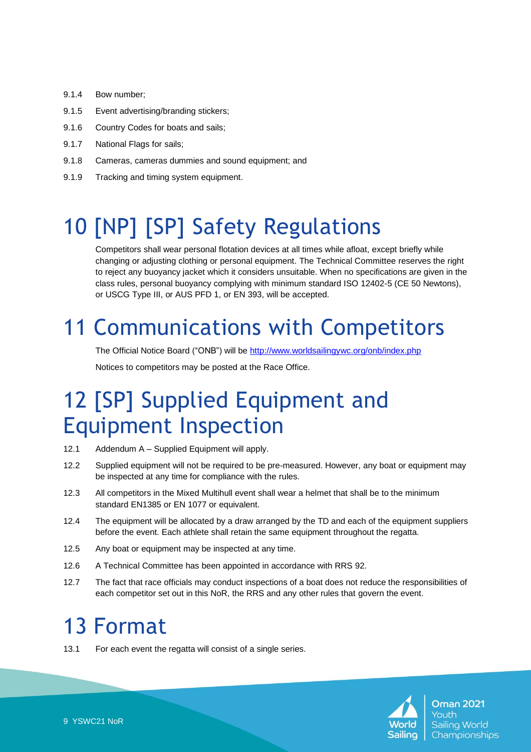9.1.4 Bow number;

9.1.5 Event advertising/branding stickers;

9.1.6 Country Codes for boats and sails;

9.1.7 National Flags for sails;

9.1.8 Cameras, cameras dummies and sound equipment; and

9.1.9 Tracking and timing system equipment.

# 10 [NP] [SP] Safety Regulations

Competitors shall wear personal flotation devices at all times while afloat, except briefly while changing or adjusting clothing or personal equipment. The Technical Committee reserves the right to reject any buoyancy jacket which it considers unsuitable. When no specifications are given in the class rules, personal buoyancy complying with minimum standard ISO 12402-5 (CE 50 Newtons), or USCG Type III, or AUS PFD 1, or EN 393, will be accepted.

# 11 Communications with Competitors

The Official Notice Board ("ONB") will be http://www.worldsailingywc.org/onb/index.php

Notices to competitors may be posted at the Race Office.

# 12 [SP] Supplied Equipment and Equipment Inspection

12.1 Addendum A – Supplied Equipment will apply.

12.2 Supplied equipment will not be required to be pre-measured. However, any boat or equipment may be inspected at any time for compliance with the rules.

12.3 All competitors in the Mixed Multihull event shall wear a helmet that shall be to the minimum standard EN1385 or EN 1077 or equivalent.

12.4 The equipment will be allocated by a draw arranged by the TD and each of the equipment suppliers before the event. Each athlete shall retain the same equipment throughout the regatta.

12.5 Any boat or equipment may be inspected at any time.

12.6 A Technical Committee has been appointed in accordance with RRS 92.

12.7 The fact that race officials may conduct inspections of a boat does not reduce the responsibilities of each competitor set out in this NoR, the RRS and any other rules that govern the event.

# 13 Format

13.1 For each event the regatta will consist of a single series.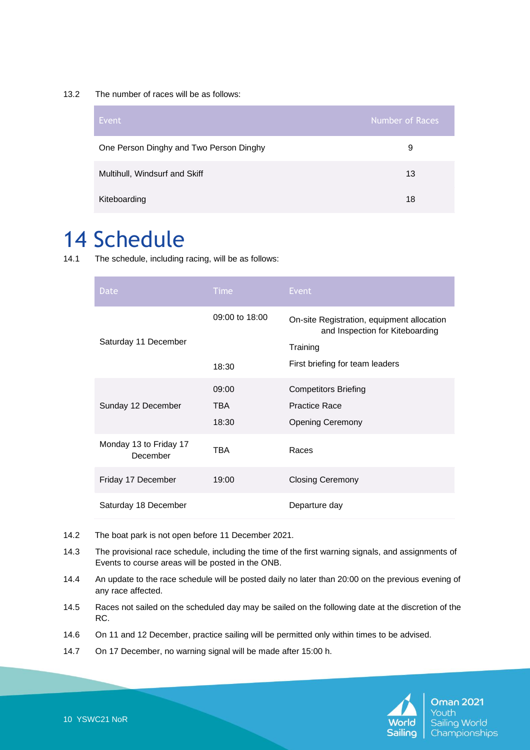13.2 The number of races will be as follows:

| Event | Number of Races |
|---|---|
| One Person Dinghy and Two Person Dinghy | 9 |
| Multihull, Windsurf and Skiff | 13 |
| Kiteboarding | 18 |

# 14 Schedule

14.1 The schedule, including racing, will be as follows:

| Date | Time | Event |
|---|---|---|
| Saturday 11 December | 09:00 to 18:00 | On-site Registration, equipment allocation and Inspection for Kiteboarding |
| | | Training |
| | 18:30 | First briefing for team leaders |
| Sunday 12 December | 09:00 | Competitors Briefing |
| | TBA | Practice Race |
| | 18:30 | Opening Ceremony |
| Monday 13 to Friday 17 December | TBA | Races |
| Friday 17 December | 19:00 | Closing Ceremony |
| Saturday 18 December | | Departure day |

14.2 The boat park is not open before 11 December 2021.

14.3 The provisional race schedule, including the time of the first warning signals, and assignments of Events to course areas will be posted in the ONB.

14.4 An update to the race schedule will be posted daily no later than 20:00 on the previous evening of any race affected.

14.5 Races not sailed on the scheduled day may be sailed on the following date at the discretion of the RC.

14.6 On 11 and 12 December, practice sailing will be permitted only within times to be advised.

14.7 On 17 December, no warning signal will be made after 15:00 h.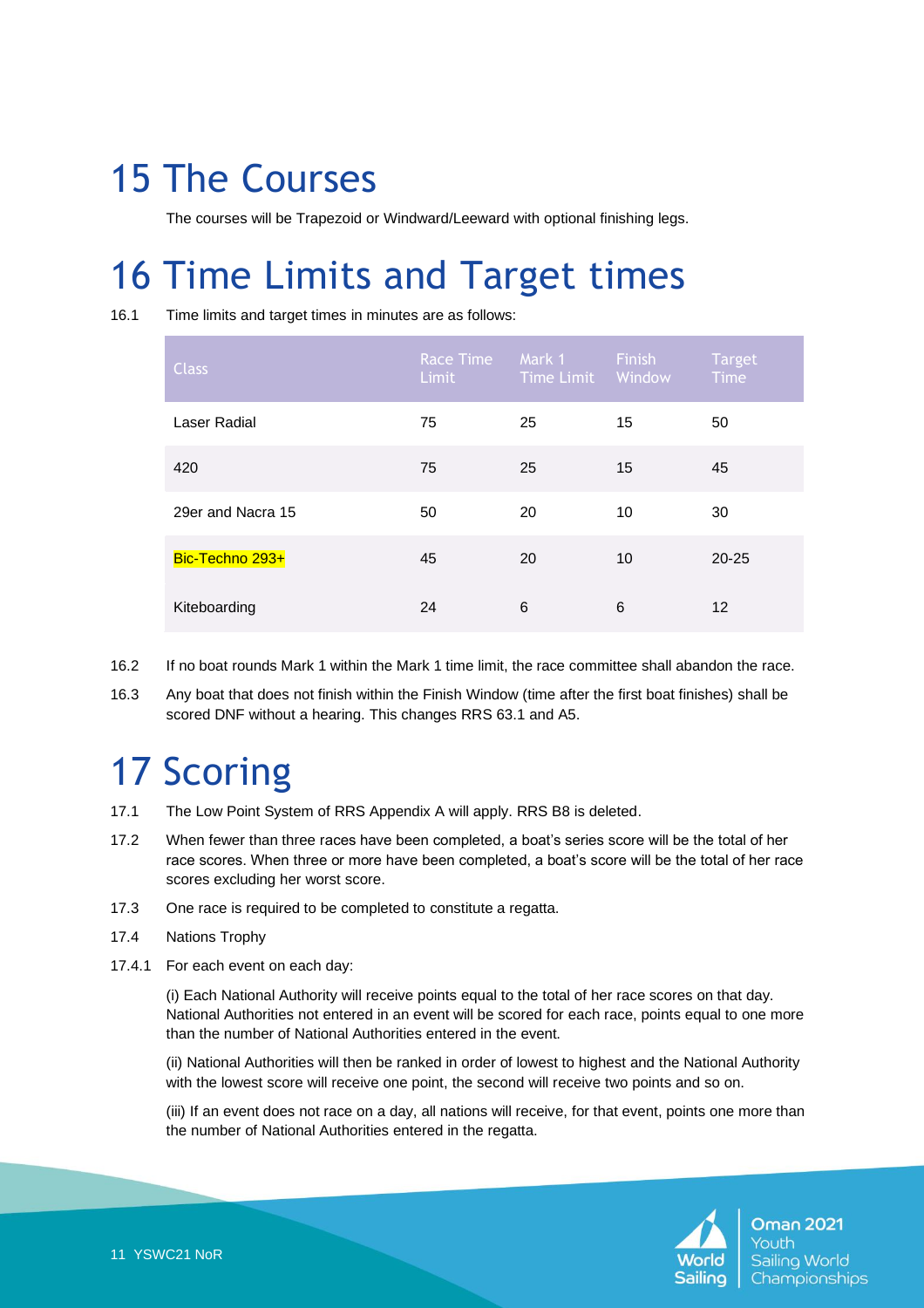# 15 The Courses

The courses will be Trapezoid or Windward/Leeward with optional finishing legs.

# 16 Time Limits and Target times

16.1 Time limits and target times in minutes are as follows:

| Class | Race Time Limit | Mark 1 Time Limit | Finish Window | Target Time |
|---|---|---|---|---|
| Laser Radial | 75 | 25 | 15 | 50 |
| 420 | 75 | 25 | 15 | 45 |
| 29er and Nacra 15 | 50 | 20 | 10 | 30 |
| Bic-Techno 293+ | 45 | 20 | 10 | 20-25 |
| Kiteboarding | 24 | 6 | 6 | 12 |

16.2 If no boat rounds Mark 1 within the Mark 1 time limit, the race committee shall abandon the race.

16.3 Any boat that does not finish within the Finish Window (time after the first boat finishes) shall be scored DNF without a hearing. This changes RRS 63.1 and A5.

# 17 Scoring

17.1 The Low Point System of RRS Appendix A will apply. RRS B8 is deleted.

17.2 When fewer than three races have been completed, a boat's series score will be the total of her race scores. When three or more have been completed, a boat's score will be the total of her race scores excluding her worst score.

17.3 One race is required to be completed to constitute a regatta.

17.4 Nations Trophy

17.4.1 For each event on each day:

(i) Each National Authority will receive points equal to the total of her race scores on that day. National Authorities not entered in an event will be scored for each race, points equal to one more than the number of National Authorities entered in the event.

(ii) National Authorities will then be ranked in order of lowest to highest and the National Authority with the lowest score will receive one point, the second will receive two points and so on.

(iii) If an event does not race on a day, all nations will receive, for that event, points one more than the number of National Authorities entered in the regatta.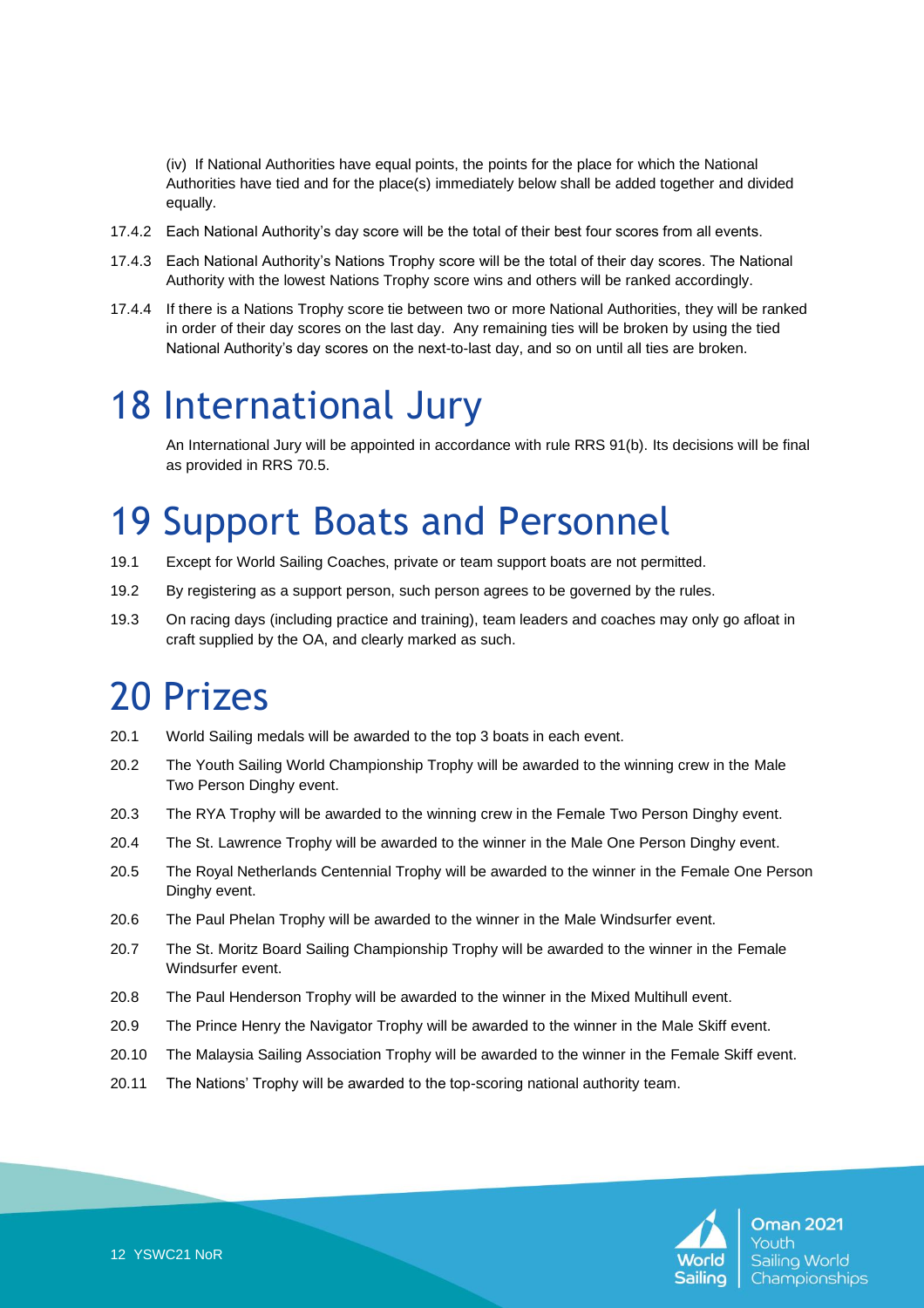(iv) If National Authorities have equal points, the points for the place for which the National Authorities have tied and for the place(s) immediately below shall be added together and divided equally.

17.4.2 Each National Authority's day score will be the total of their best four scores from all events.

17.4.3 Each National Authority's Nations Trophy score will be the total of their day scores. The National Authority with the lowest Nations Trophy score wins and others will be ranked accordingly.

17.4.4 If there is a Nations Trophy score tie between two or more National Authorities, they will be ranked in order of their day scores on the last day. Any remaining ties will be broken by using the tied National Authority's day scores on the next-to-last day, and so on until all ties are broken.

# 18 International Jury

An International Jury will be appointed in accordance with rule RRS 91(b). Its decisions will be final as provided in RRS 70.5.

# 19 Support Boats and Personnel

19.1 Except for World Sailing Coaches, private or team support boats are not permitted.

19.2 By registering as a support person, such person agrees to be governed by the rules.

19.3 On racing days (including practice and training), team leaders and coaches may only go afloat in craft supplied by the OA, and clearly marked as such.

# 20 Prizes

20.1 World Sailing medals will be awarded to the top 3 boats in each event.

20.2 The Youth Sailing World Championship Trophy will be awarded to the winning crew in the Male Two Person Dinghy event.

20.3 The RYA Trophy will be awarded to the winning crew in the Female Two Person Dinghy event.

20.4 The St. Lawrence Trophy will be awarded to the winner in the Male One Person Dinghy event.

20.5 The Royal Netherlands Centennial Trophy will be awarded to the winner in the Female One Person Dinghy event.

20.6 The Paul Phelan Trophy will be awarded to the winner in the Male Windsurfer event.

20.7 The St. Moritz Board Sailing Championship Trophy will be awarded to the winner in the Female Windsurfer event.

20.8 The Paul Henderson Trophy will be awarded to the winner in the Mixed Multihull event.

20.9 The Prince Henry the Navigator Trophy will be awarded to the winner in the Male Skiff event.

20.10 The Malaysia Sailing Association Trophy will be awarded to the winner in the Female Skiff event.

20.11 The Nations' Trophy will be awarded to the top-scoring national authority team.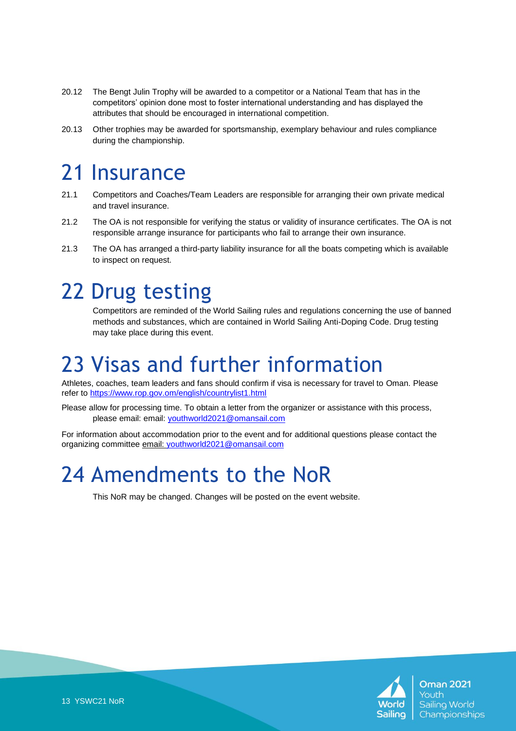20.12 The Bengt Julin Trophy will be awarded to a competitor or a National Team that has in the competitors' opinion done most to foster international understanding and has displayed the attributes that should be encouraged in international competition.

20.13 Other trophies may be awarded for sportsmanship, exemplary behaviour and rules compliance during the championship.

# 21 Insurance

21.1 Competitors and Coaches/Team Leaders are responsible for arranging their own private medical and travel insurance.

21.2 The OA is not responsible for verifying the status or validity of insurance certificates. The OA is not responsible arrange insurance for participants who fail to arrange their own insurance.

21.3 The OA has arranged a third-party liability insurance for all the boats competing which is available to inspect on request.

# 22 Drug testing

Competitors are reminded of the World Sailing rules and regulations concerning the use of banned methods and substances, which are contained in World Sailing Anti-Doping Code. Drug testing may take place during this event.

# 23 Visas and further information

Athletes, coaches, team leaders and fans should confirm if visa is necessary for travel to Oman. Please refer to [https://www.rop.gov.om/english/countrylist1.html](https://www.rop.gov.om/english/countrylist1.html)

Please allow for processing time. To obtain a letter from the organizer or assistance with this process, please email: email: [youthworld2021@omansail.com](mailto:youthworld2021@omansail.com)

For information about accommodation prior to the event and for additional questions please contact the organizing committee email: [youthworld2021@omansail.com](mailto:youthworld2021@omansail.com)

# 24 Amendments to the NoR

This NoR may be changed. Changes will be posted on the event website.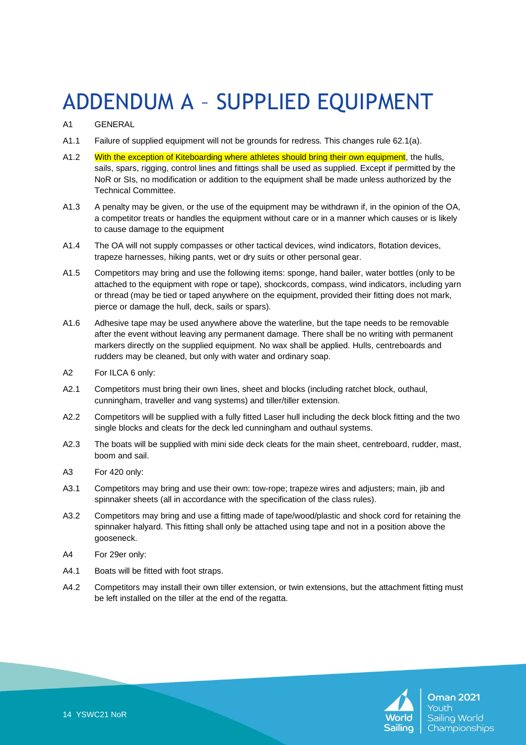# ADDENDUM A – SUPPLIED EQUIPMENT

A1 GENERAL

A1.1 Failure of supplied equipment will not be grounds for redress. This changes rule 62.1(a).

A1.2 With the exception of Kiteboarding where athletes should bring their own equipment, the hulls, sails, spars, rigging, control lines and fittings shall be used as supplied. Except if permitted by the NoR or SIs, no modification or addition to the equipment shall be made unless authorized by the Technical Committee.

A1.3 A penalty may be given, or the use of the equipment may be withdrawn if, in the opinion of the OA, a competitor treats or handles the equipment without care or in a manner which causes or is likely to cause damage to the equipment

A1.4 The OA will not supply compasses or other tactical devices, wind indicators, flotation devices, trapeze harnesses, hiking pants, wet or dry suits or other personal gear.

A1.5 Competitors may bring and use the following items: sponge, hand bailer, water bottles (only to be attached to the equipment with rope or tape), shockcords, compass, wind indicators, including yarn or thread (may be tied or taped anywhere on the equipment, provided their fitting does not mark, pierce or damage the hull, deck, sails or spars).

A1.6 Adhesive tape may be used anywhere above the waterline, but the tape needs to be removable after the event without leaving any permanent damage. There shall be no writing with permanent markers directly on the supplied equipment. No wax shall be applied. Hulls, centreboards and rudders may be cleaned, but only with water and ordinary soap.

A2 For ILCA 6 only:

A2.1 Competitors must bring their own lines, sheet and blocks (including ratchet block, outhaul, cunningham, traveller and vang systems) and tiller/tiller extension.

A2.2 Competitors will be supplied with a fully fitted Laser hull including the deck block fitting and the two single blocks and cleats for the deck led cunningham and outhaul systems.

A2.3 The boats will be supplied with mini side deck cleats for the main sheet, centreboard, rudder, mast, boom and sail.

A3 For 420 only:

A3.1 Competitors may bring and use their own: tow-rope; trapeze wires and adjusters; main, jib and spinnaker sheets (all in accordance with the specification of the class rules).

A3.2 Competitors may bring and use a fitting made of tape/wood/plastic and shock cord for retaining the spinnaker halyard. This fitting shall only be attached using tape and not in a position above the gooseneck.

A4 For 29er only:

A4.1 Boats will be fitted with foot straps.

A4.2 Competitors may install their own tiller extension, or twin extensions, but the attachment fitting must be left installed on the tiller at the end of the regatta.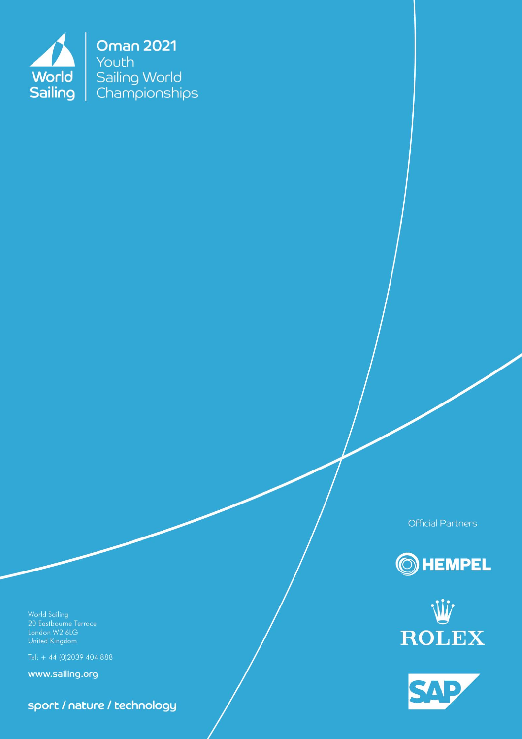World Sailing

**Oman 2021**
Youth
Sailing World
Championships

World Sailing
20 Eastbourne Terrace
London W2 6LG
United Kingdom

Tel: + 44 (0)2039 404 888

**www.sailing.org**

**sport / nature / technology**

Official Partners

HEMPEL

ROLEX

SAP